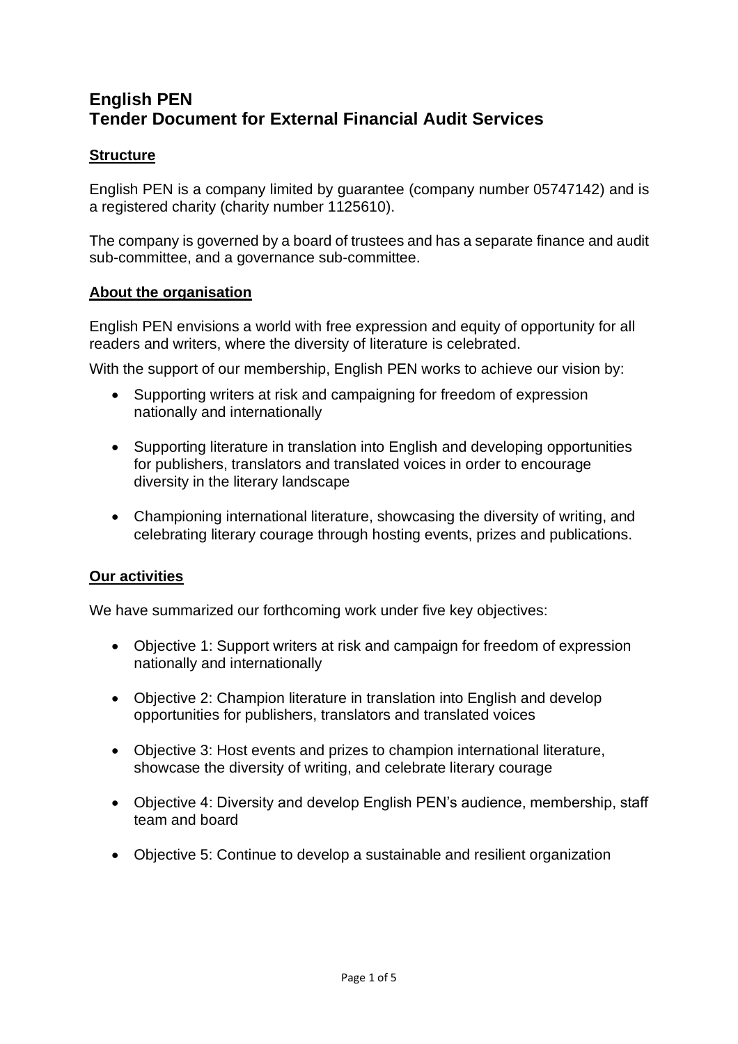# English PEN
# Tender Document for External Financial Audit Services

## Structure

English PEN is a company limited by guarantee (company number 05747142) and is a registered charity (charity number 1125610).

The company is governed by a board of trustees and has a separate finance and audit sub-committee, and a governance sub-committee.

## About the organisation

English PEN envisions a world with free expression and equity of opportunity for all readers and writers, where the diversity of literature is celebrated.

With the support of our membership, English PEN works to achieve our vision by:

- Supporting writers at risk and campaigning for freedom of expression nationally and internationally
- Supporting literature in translation into English and developing opportunities for publishers, translators and translated voices in order to encourage diversity in the literary landscape
- Championing international literature, showcasing the diversity of writing, and celebrating literary courage through hosting events, prizes and publications.

## Our activities

We have summarized our forthcoming work under five key objectives:

- Objective 1: Support writers at risk and campaign for freedom of expression nationally and internationally
- Objective 2: Champion literature in translation into English and develop opportunities for publishers, translators and translated voices
- Objective 3: Host events and prizes to champion international literature, showcase the diversity of writing, and celebrate literary courage
- Objective 4: Diversity and develop English PEN's audience, membership, staff team and board
- Objective 5: Continue to develop a sustainable and resilient organization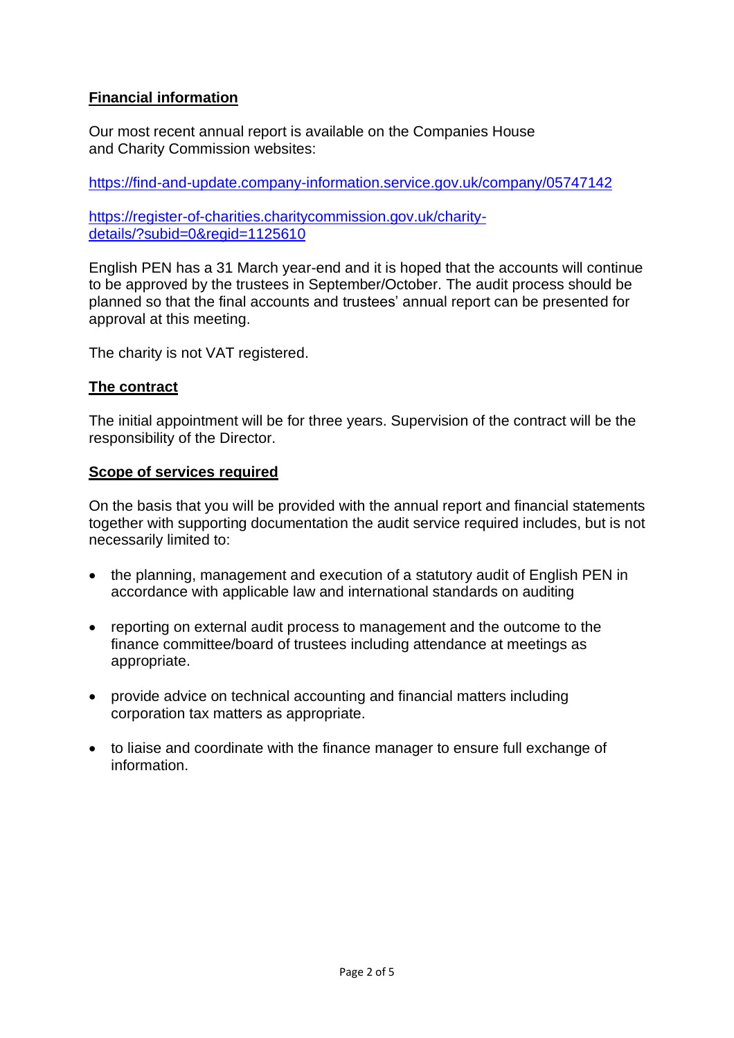## Financial information

Our most recent annual report is available on the Companies House and Charity Commission websites:

https://find-and-update.company-information.service.gov.uk/company/05747142

https://register-of-charities.charitycommission.gov.uk/charity-details/?subid=0&regid=1125610

English PEN has a 31 March year-end and it is hoped that the accounts will continue to be approved by the trustees in September/October. The audit process should be planned so that the final accounts and trustees' annual report can be presented for approval at this meeting.

The charity is not VAT registered.

## The contract

The initial appointment will be for three years. Supervision of the contract will be the responsibility of the Director.

## Scope of services required

On the basis that you will be provided with the annual report and financial statements together with supporting documentation the audit service required includes, but is not necessarily limited to:

- the planning, management and execution of a statutory audit of English PEN in accordance with applicable law and international standards on auditing
- reporting on external audit process to management and the outcome to the finance committee/board of trustees including attendance at meetings as appropriate.
- provide advice on technical accounting and financial matters including corporation tax matters as appropriate.
- to liaise and coordinate with the finance manager to ensure full exchange of information.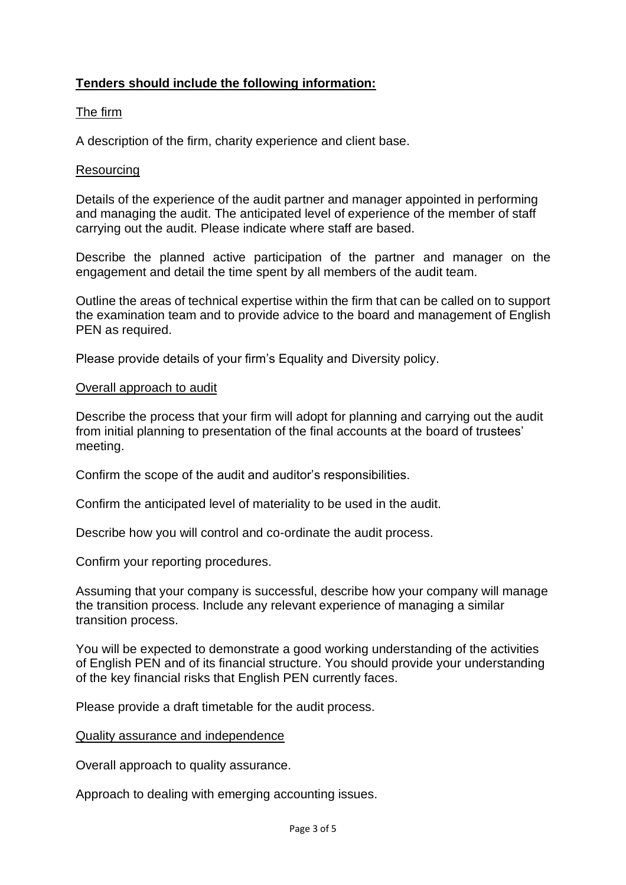## **Tenders should include the following information:**

### The firm

A description of the firm, charity experience and client base.

### Resourcing

Details of the experience of the audit partner and manager appointed in performing and managing the audit. The anticipated level of experience of the member of staff carrying out the audit. Please indicate where staff are based.

Describe the planned active participation of the partner and manager on the engagement and detail the time spent by all members of the audit team.

Outline the areas of technical expertise within the firm that can be called on to support the examination team and to provide advice to the board and management of English PEN as required.

Please provide details of your firm's Equality and Diversity policy.

### Overall approach to audit

Describe the process that your firm will adopt for planning and carrying out the audit from initial planning to presentation of the final accounts at the board of trustees' meeting.

Confirm the scope of the audit and auditor's responsibilities.

Confirm the anticipated level of materiality to be used in the audit.

Describe how you will control and co-ordinate the audit process.

Confirm your reporting procedures.

Assuming that your company is successful, describe how your company will manage the transition process. Include any relevant experience of managing a similar transition process.

You will be expected to demonstrate a good working understanding of the activities of English PEN and of its financial structure. You should provide your understanding of the key financial risks that English PEN currently faces.

Please provide a draft timetable for the audit process.

### Quality assurance and independence

Overall approach to quality assurance.

Approach to dealing with emerging accounting issues.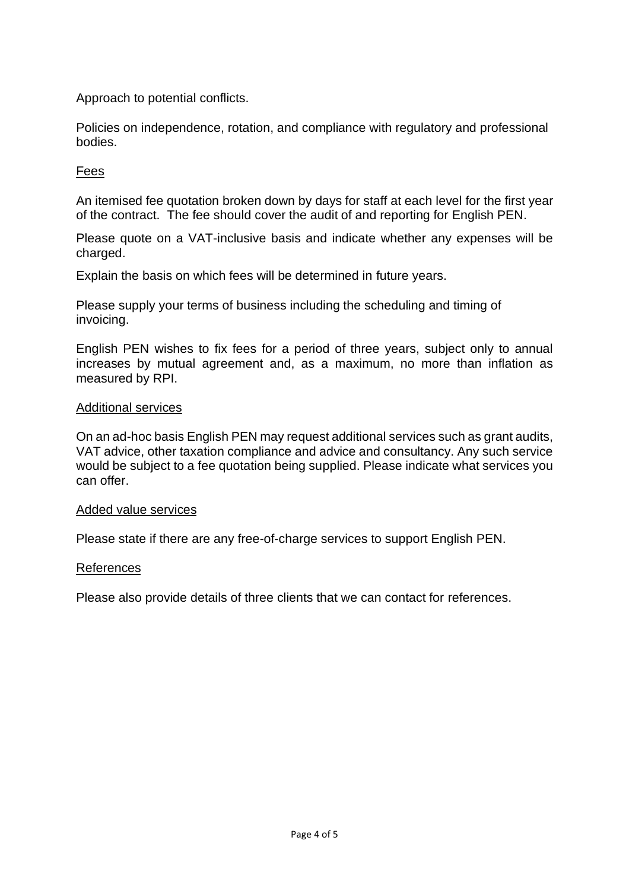Approach to potential conflicts.

Policies on independence, rotation, and compliance with regulatory and professional bodies.

## Fees

An itemised fee quotation broken down by days for staff at each level for the first year of the contract. The fee should cover the audit of and reporting for English PEN.

Please quote on a VAT-inclusive basis and indicate whether any expenses will be charged.

Explain the basis on which fees will be determined in future years.

Please supply your terms of business including the scheduling and timing of invoicing.

English PEN wishes to fix fees for a period of three years, subject only to annual increases by mutual agreement and, as a maximum, no more than inflation as measured by RPI.

## Additional services

On an ad-hoc basis English PEN may request additional services such as grant audits, VAT advice, other taxation compliance and advice and consultancy. Any such service would be subject to a fee quotation being supplied. Please indicate what services you can offer.

## Added value services

Please state if there are any free-of-charge services to support English PEN.

## References

Please also provide details of three clients that we can contact for references.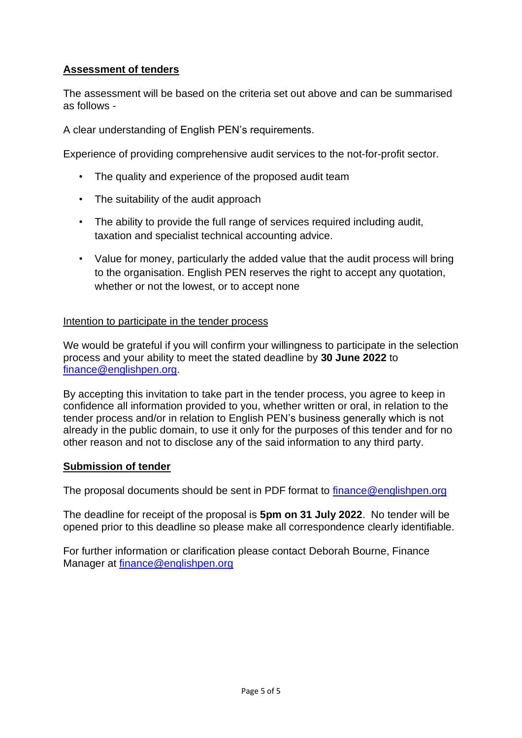## Assessment of tenders

The assessment will be based on the criteria set out above and can be summarised as follows -

A clear understanding of English PEN's requirements.

Experience of providing comprehensive audit services to the not-for-profit sector.

- The quality and experience of the proposed audit team
- The suitability of the audit approach
- The ability to provide the full range of services required including audit, taxation and specialist technical accounting advice.
- Value for money, particularly the added value that the audit process will bring to the organisation. English PEN reserves the right to accept any quotation, whether or not the lowest, or to accept none

### Intention to participate in the tender process

We would be grateful if you will confirm your willingness to participate in the selection process and your ability to meet the stated deadline by **30 June 2022** to finance@englishpen.org.

By accepting this invitation to take part in the tender process, you agree to keep in confidence all information provided to you, whether written or oral, in relation to the tender process and/or in relation to English PEN's business generally which is not already in the public domain, to use it only for the purposes of this tender and for no other reason and not to disclose any of the said information to any third party.

## Submission of tender

The proposal documents should be sent in PDF format to finance@englishpen.org

The deadline for receipt of the proposal is **5pm on 31 July 2022**. No tender will be opened prior to this deadline so please make all correspondence clearly identifiable.

For further information or clarification please contact Deborah Bourne, Finance Manager at finance@englishpen.org